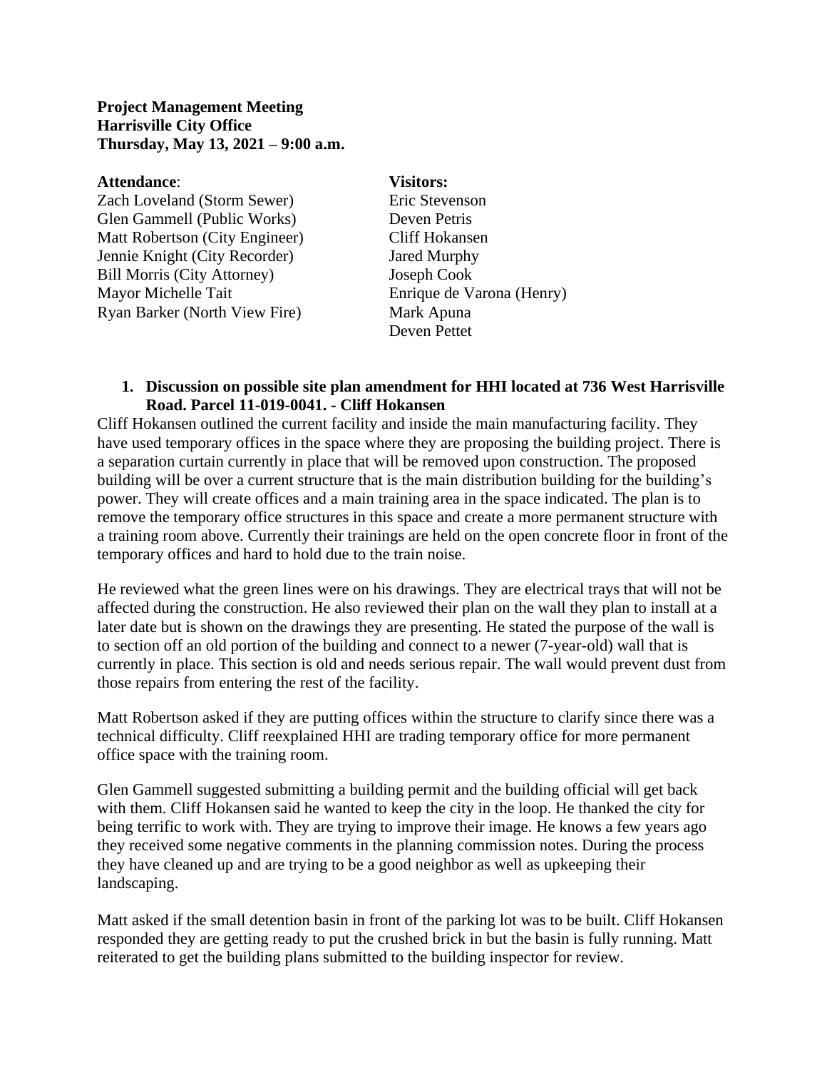**Project Management Meeting**
**Harrisville City Office**
**Thursday, May 13, 2021 – 9:00 a.m.**

**Attendance**:
Zach Loveland (Storm Sewer)
Glen Gammell (Public Works)
Matt Robertson (City Engineer)
Jennie Knight (City Recorder)
Bill Morris (City Attorney)
Mayor Michelle Tait
Ryan Barker (North View Fire)

**Visitors:**
Eric Stevenson
Deven Petris
Cliff Hokansen
Jared Murphy
Joseph Cook
Enrique de Varona (Henry)
Mark Apuna
Deven Pettet

1. **Discussion on possible site plan amendment for HHI located at 736 West Harrisville Road. Parcel 11-019-0041. - Cliff Hokansen**

Cliff Hokansen outlined the current facility and inside the main manufacturing facility. They have used temporary offices in the space where they are proposing the building project. There is a separation curtain currently in place that will be removed upon construction. The proposed building will be over a current structure that is the main distribution building for the building's power. They will create offices and a main training area in the space indicated. The plan is to remove the temporary office structures in this space and create a more permanent structure with a training room above. Currently their trainings are held on the open concrete floor in front of the temporary offices and hard to hold due to the train noise.

He reviewed what the green lines were on his drawings. They are electrical trays that will not be affected during the construction. He also reviewed their plan on the wall they plan to install at a later date but is shown on the drawings they are presenting. He stated the purpose of the wall is to section off an old portion of the building and connect to a newer (7-year-old) wall that is currently in place. This section is old and needs serious repair. The wall would prevent dust from those repairs from entering the rest of the facility.

Matt Robertson asked if they are putting offices within the structure to clarify since there was a technical difficulty. Cliff reexplained HHI are trading temporary office for more permanent office space with the training room.

Glen Gammell suggested submitting a building permit and the building official will get back with them. Cliff Hokansen said he wanted to keep the city in the loop. He thanked the city for being terrific to work with. They are trying to improve their image. He knows a few years ago they received some negative comments in the planning commission notes. During the process they have cleaned up and are trying to be a good neighbor as well as upkeeping their landscaping.

Matt asked if the small detention basin in front of the parking lot was to be built. Cliff Hokansen responded they are getting ready to put the crushed brick in but the basin is fully running. Matt reiterated to get the building plans submitted to the building inspector for review.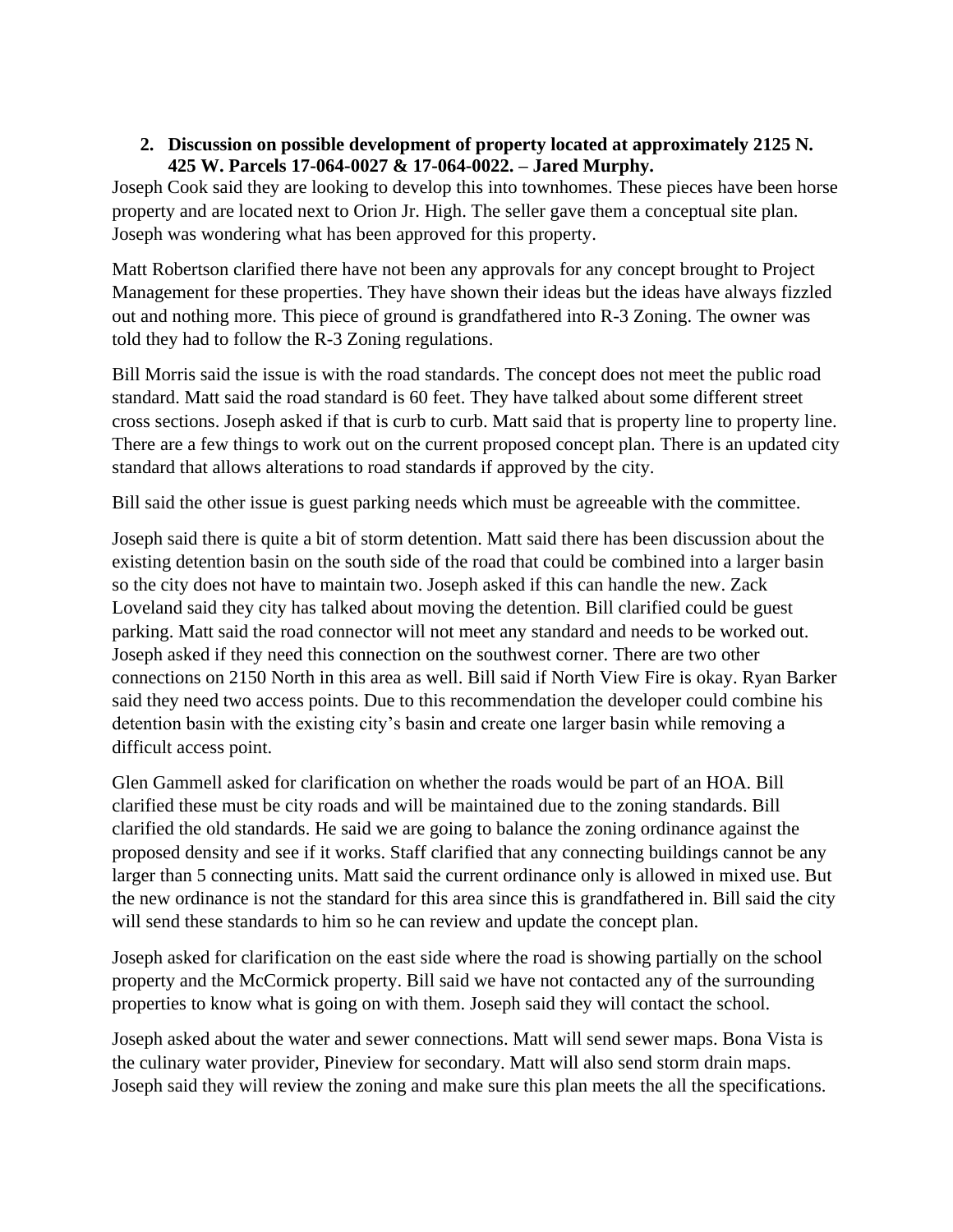2. **Discussion on possible development of property located at approximately 2125 N. 425 W. Parcels 17-064-0027 & 17-064-0022. – Jared Murphy.**

Joseph Cook said they are looking to develop this into townhomes. These pieces have been horse property and are located next to Orion Jr. High. The seller gave them a conceptual site plan. Joseph was wondering what has been approved for this property.

Matt Robertson clarified there have not been any approvals for any concept brought to Project Management for these properties. They have shown their ideas but the ideas have always fizzled out and nothing more. This piece of ground is grandfathered into R-3 Zoning. The owner was told they had to follow the R-3 Zoning regulations.

Bill Morris said the issue is with the road standards. The concept does not meet the public road standard. Matt said the road standard is 60 feet. They have talked about some different street cross sections. Joseph asked if that is curb to curb. Matt said that is property line to property line. There are a few things to work out on the current proposed concept plan. There is an updated city standard that allows alterations to road standards if approved by the city.

Bill said the other issue is guest parking needs which must be agreeable with the committee.

Joseph said there is quite a bit of storm detention. Matt said there has been discussion about the existing detention basin on the south side of the road that could be combined into a larger basin so the city does not have to maintain two. Joseph asked if this can handle the new. Zack Loveland said they city has talked about moving the detention. Bill clarified could be guest parking. Matt said the road connector will not meet any standard and needs to be worked out. Joseph asked if they need this connection on the southwest corner. There are two other connections on 2150 North in this area as well. Bill said if North View Fire is okay. Ryan Barker said they need two access points. Due to this recommendation the developer could combine his detention basin with the existing city's basin and create one larger basin while removing a difficult access point.

Glen Gammell asked for clarification on whether the roads would be part of an HOA. Bill clarified these must be city roads and will be maintained due to the zoning standards. Bill clarified the old standards. He said we are going to balance the zoning ordinance against the proposed density and see if it works. Staff clarified that any connecting buildings cannot be any larger than 5 connecting units. Matt said the current ordinance only is allowed in mixed use. But the new ordinance is not the standard for this area since this is grandfathered in. Bill said the city will send these standards to him so he can review and update the concept plan.

Joseph asked for clarification on the east side where the road is showing partially on the school property and the McCormick property. Bill said we have not contacted any of the surrounding properties to know what is going on with them. Joseph said they will contact the school.

Joseph asked about the water and sewer connections. Matt will send sewer maps. Bona Vista is the culinary water provider, Pineview for secondary. Matt will also send storm drain maps. Joseph said they will review the zoning and make sure this plan meets the all the specifications.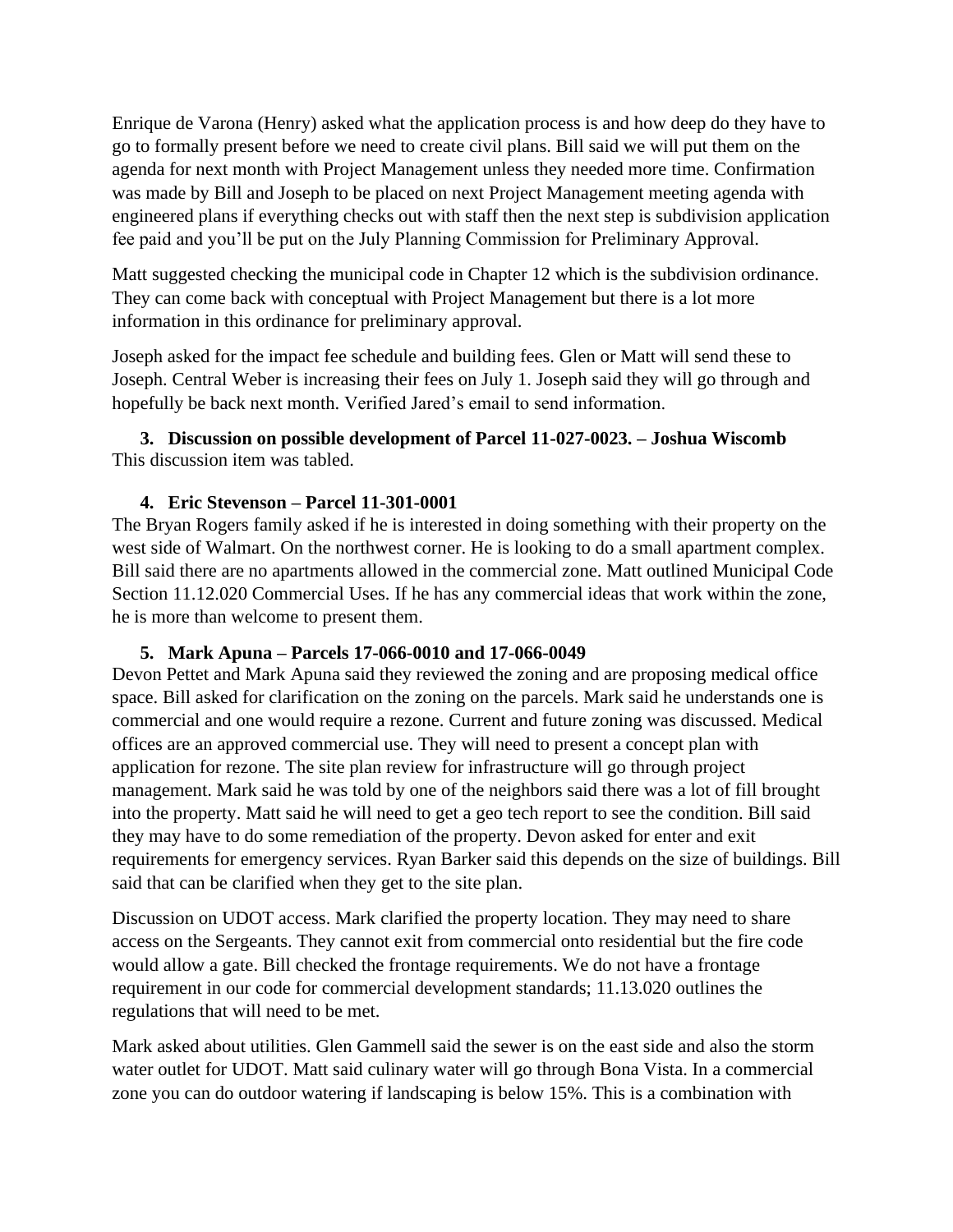Enrique de Varona (Henry) asked what the application process is and how deep do they have to go to formally present before we need to create civil plans. Bill said we will put them on the agenda for next month with Project Management unless they needed more time. Confirmation was made by Bill and Joseph to be placed on next Project Management meeting agenda with engineered plans if everything checks out with staff then the next step is subdivision application fee paid and you'll be put on the July Planning Commission for Preliminary Approval.

Matt suggested checking the municipal code in Chapter 12 which is the subdivision ordinance. They can come back with conceptual with Project Management but there is a lot more information in this ordinance for preliminary approval.

Joseph asked for the impact fee schedule and building fees. Glen or Matt will send these to Joseph. Central Weber is increasing their fees on July 1. Joseph said they will go through and hopefully be back next month. Verified Jared's email to send information.

**3. Discussion on possible development of Parcel 11-027-0023. – Joshua Wiscomb**
This discussion item was tabled.

**4. Eric Stevenson – Parcel 11-301-0001**
The Bryan Rogers family asked if he is interested in doing something with their property on the west side of Walmart. On the northwest corner. He is looking to do a small apartment complex. Bill said there are no apartments allowed in the commercial zone. Matt outlined Municipal Code Section 11.12.020 Commercial Uses. If he has any commercial ideas that work within the zone, he is more than welcome to present them.

**5. Mark Apuna – Parcels 17-066-0010 and 17-066-0049**
Devon Pettet and Mark Apuna said they reviewed the zoning and are proposing medical office space. Bill asked for clarification on the zoning on the parcels. Mark said he understands one is commercial and one would require a rezone. Current and future zoning was discussed. Medical offices are an approved commercial use. They will need to present a concept plan with application for rezone. The site plan review for infrastructure will go through project management. Mark said he was told by one of the neighbors said there was a lot of fill brought into the property. Matt said he will need to get a geo tech report to see the condition. Bill said they may have to do some remediation of the property. Devon asked for enter and exit requirements for emergency services. Ryan Barker said this depends on the size of buildings. Bill said that can be clarified when they get to the site plan.

Discussion on UDOT access. Mark clarified the property location. They may need to share access on the Sergeants. They cannot exit from commercial onto residential but the fire code would allow a gate. Bill checked the frontage requirements. We do not have a frontage requirement in our code for commercial development standards; 11.13.020 outlines the regulations that will need to be met.

Mark asked about utilities. Glen Gammell said the sewer is on the east side and also the storm water outlet for UDOT. Matt said culinary water will go through Bona Vista. In a commercial zone you can do outdoor watering if landscaping is below 15%. This is a combination with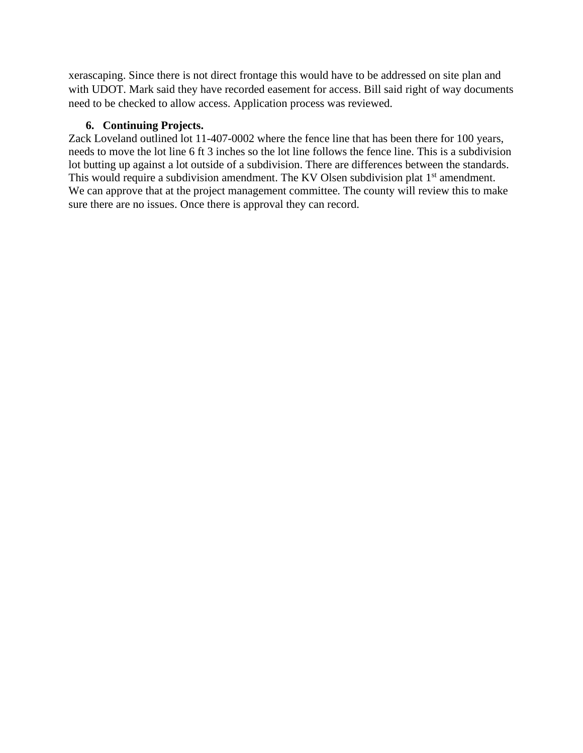xerascaping. Since there is not direct frontage this would have to be addressed on site plan and with UDOT. Mark said they have recorded easement for access. Bill said right of way documents need to be checked to allow access. Application process was reviewed.

6. **Continuing Projects.**

Zack Loveland outlined lot 11-407-0002 where the fence line that has been there for 100 years, needs to move the lot line 6 ft 3 inches so the lot line follows the fence line. This is a subdivision lot butting up against a lot outside of a subdivision. There are differences between the standards. This would require a subdivision amendment. The KV Olsen subdivision plat 1st amendment. We can approve that at the project management committee. The county will review this to make sure there are no issues. Once there is approval they can record.